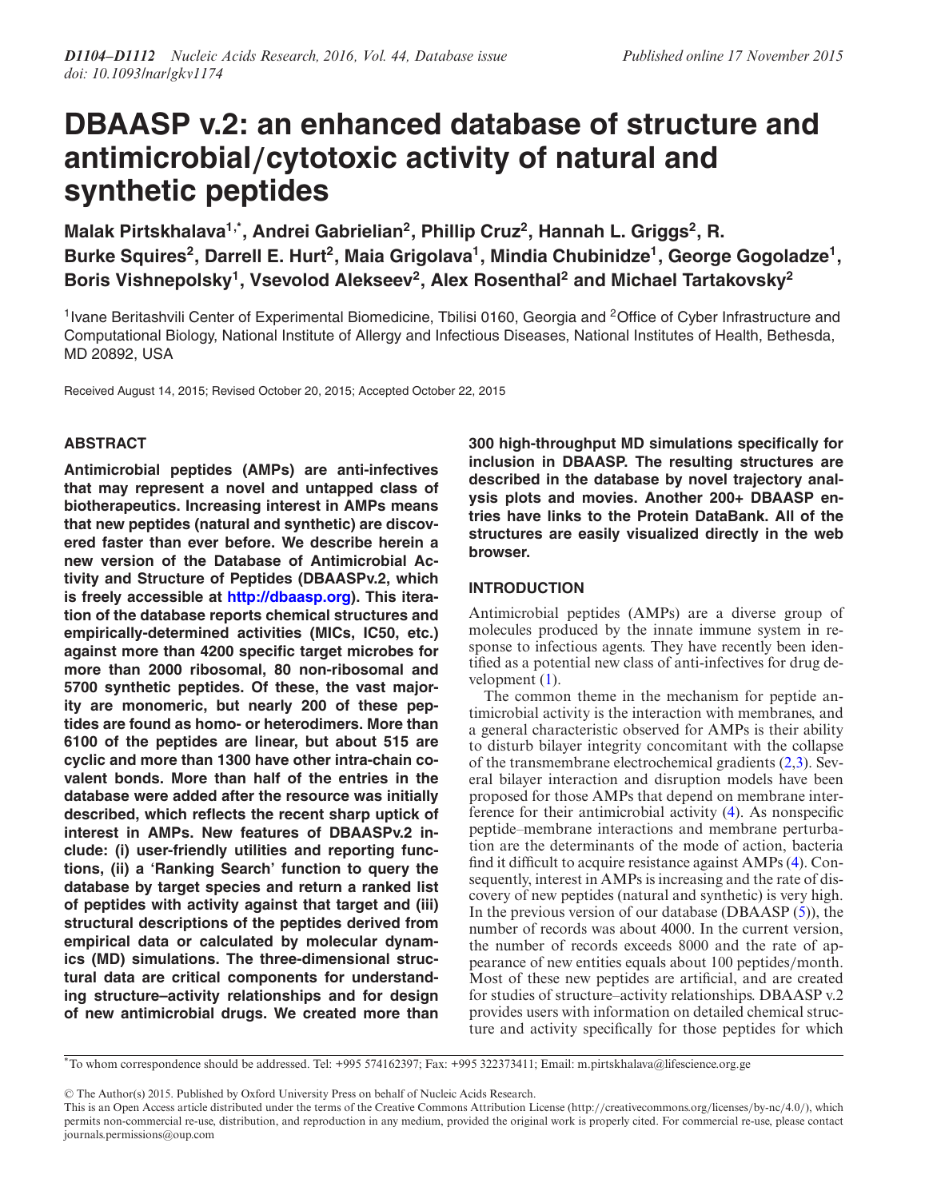# DBAASP v.2: an enhanced database of structure and antimicrobial/cytotoxic activity of natural and synthetic peptides

**Malak Pirtskhalava[1,*], Andrei Gabrielian[2], Phillip Cruz[2], Hannah L. Griggs[2], R. Burke Squires[2], Darrell E. Hurt[2], Maia Grigolava[1], Mindia Chubinidze[1], George Gogoladze[1], Boris Vishnepolsky[1], Vsevolod Alekseev[2], Alex Rosenthal[2] and Michael Tartakovsky[2]**

[1]Ivane Beritashvili Center of Experimental Biomedicine, Tbilisi 0160, Georgia and [2]Office of Cyber Infrastructure and Computational Biology, National Institute of Allergy and Infectious Diseases, National Institutes of Health, Bethesda, MD 20892, USA

Received August 14, 2015; Revised October 20, 2015; Accepted October 22, 2015

## ABSTRACT

**Antimicrobial peptides (AMPs) are anti-infectives that may represent a novel and untapped class of biotherapeutics. Increasing interest in AMPs means that new peptides (natural and synthetic) are discovered faster than ever before. We describe herein a new version of the Database of Antimicrobial Activity and Structure of Peptides (DBAASPv.2, which is freely accessible at http://dbaasp.org). This iteration of the database reports chemical structures and empirically-determined activities (MICs, IC50, etc.) against more than 4200 specific target microbes for more than 2000 ribosomal, 80 non-ribosomal and 5700 synthetic peptides. Of these, the vast majority are monomeric, but nearly 200 of these peptides are found as homo- or heterodimers. More than 6100 of the peptides are linear, but about 515 are cyclic and more than 1300 have other intra-chain covalent bonds. More than half of the entries in the database were added after the resource was initially described, which reflects the recent sharp uptick of interest in AMPs. New features of DBAASPv.2 include: (i) user-friendly utilities and reporting functions, (ii) a 'Ranking Search' function to query the database by target species and return a ranked list of peptides with activity against that target and (iii) structural descriptions of the peptides derived from empirical data or calculated by molecular dynamics (MD) simulations. The three-dimensional structural data are critical components for understanding structure–activity relationships and for design of new antimicrobial drugs. We created more than 300 high-throughput MD simulations specifically for inclusion in DBAASP. The resulting structures are described in the database by novel trajectory analysis plots and movies. Another 200+ DBAASP entries have links to the Protein DataBank. All of the structures are easily visualized directly in the web browser.**

## INTRODUCTION

Antimicrobial peptides (AMPs) are a diverse group of molecules produced by the innate immune system in response to infectious agents. They have recently been identified as a potential new class of anti-infectives for drug development (1).

The common theme in the mechanism for peptide antimicrobial activity is the interaction with membranes, and a general characteristic observed for AMPs is their ability to disturb bilayer integrity concomitant with the collapse of the transmembrane electrochemical gradients (2,3). Several bilayer interaction and disruption models have been proposed for those AMPs that depend on membrane interference for their antimicrobial activity (4). As nonspecific peptide–membrane interactions and membrane perturbation are the determinants of the mode of action, bacteria find it difficult to acquire resistance against AMPs (4). Consequently, interest in AMPs is increasing and the rate of discovery of new peptides (natural and synthetic) is very high. In the previous version of our database (DBAASP (5)), the number of records was about 4000. In the current version, the number of records exceeds 8000 and the rate of appearance of new entities equals about 100 peptides/month. Most of these new peptides are artificial, and are created for studies of structure–activity relationships. DBAASP v.2 provides users with information on detailed chemical structure and activity specifically for those peptides for which

*To whom correspondence should be addressed. Tel: +995 574162397; Fax: +995 322373411; Email: m.pirtskhalava@lifescience.org.ge

© The Author(s) 2015. Published by Oxford University Press on behalf of Nucleic Acids Research.
This is an Open Access article distributed under the terms of the Creative Commons Attribution License (http://creativecommons.org/licenses/by-nc/4.0/), which permits non-commercial re-use, distribution, and reproduction in any medium, provided the original work is properly cited. For commercial re-use, please contact journals.permissions@oup.com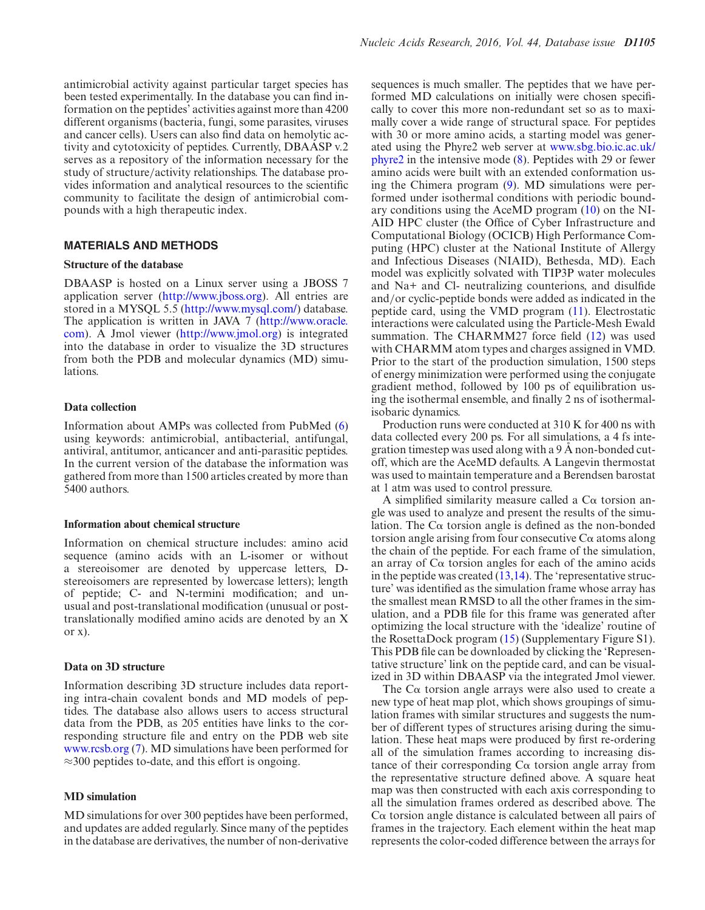antimicrobial activity against particular target species has been tested experimentally. In the database you can find information on the peptides' activities against more than 4200 different organisms (bacteria, fungi, some parasites, viruses and cancer cells). Users can also find data on hemolytic activity and cytotoxicity of peptides. Currently, DBAASP v.2 serves as a repository of the information necessary for the study of structure/activity relationships. The database provides information and analytical resources to the scientific community to facilitate the design of antimicrobial compounds with a high therapeutic index.

## MATERIALS AND METHODS

### Structure of the database

DBAASP is hosted on a Linux server using a JBOSS 7 application server (http://www.jboss.org). All entries are stored in a MYSQL 5.5 (http://www.mysql.com/) database. The application is written in JAVA 7 (http://www.oracle.com). A Jmol viewer (http://www.jmol.org) is integrated into the database in order to visualize the 3D structures from both the PDB and molecular dynamics (MD) simulations.

### Data collection

Information about AMPs was collected from PubMed (6) using keywords: antimicrobial, antibacterial, antifungal, antiviral, antitumor, anticancer and anti-parasitic peptides. In the current version of the database the information was gathered from more than 1500 articles created by more than 5400 authors.

### Information about chemical structure

Information on chemical structure includes: amino acid sequence (amino acids with an L-isomer or without a stereoisomer are denoted by uppercase letters, D-stereoisomers are represented by lowercase letters); length of peptide; C- and N-termini modification; and unusual and post-translational modification (unusual or post-translationally modified amino acids are denoted by an X or x).

### Data on 3D structure

Information describing 3D structure includes data reporting intra-chain covalent bonds and MD models of peptides. The database also allows users to access structural data from the PDB, as 205 entities have links to the corresponding structure file and entry on the PDB web site www.rcsb.org (7). MD simulations have been performed for ≈300 peptides to-date, and this effort is ongoing.

### MD simulation

MD simulations for over 300 peptides have been performed, and updates are added regularly. Since many of the peptides in the database are derivatives, the number of non-derivative sequences is much smaller. The peptides that we have performed MD calculations on initially were chosen specifically to cover this more non-redundant set so as to maximally cover a wide range of structural space. For peptides with 30 or more amino acids, a starting model was generated using the Phyre2 web server at www.sbg.bio.ic.ac.uk/phyre2 in the intensive mode (8). Peptides with 29 or fewer amino acids were built with an extended conformation using the Chimera program (9). MD simulations were performed under isothermal conditions with periodic boundary conditions using the AceMD program (10) on the NIAID HPC cluster (the Office of Cyber Infrastructure and Computational Biology (OCICB) High Performance Computing (HPC) cluster at the National Institute of Allergy and Infectious Diseases (NIAID), Bethesda, MD). Each model was explicitly solvated with TIP3P water molecules and Na+ and Cl- neutralizing counterions, and disulfide and/or cyclic-peptide bonds were added as indicated in the peptide card, using the VMD program (11). Electrostatic interactions were calculated using the Particle-Mesh Ewald summation. The CHARMM27 force field (12) was used with CHARMM atom types and charges assigned in VMD. Prior to the start of the production simulation, 1500 steps of energy minimization were performed using the conjugate gradient method, followed by 100 ps of equilibration using the isothermal ensemble, and finally 2 ns of isothermal-isobaric dynamics.

Production runs were conducted at 310 K for 400 ns with data collected every 200 ps. For all simulations, a 4 fs integration timestep was used along with a 9 Å non-bonded cutoff, which are the AceMD defaults. A Langevin thermostat was used to maintain temperature and a Berendsen barostat at 1 atm was used to control pressure.

A simplified similarity measure called a Cα torsion angle was used to analyze and present the results of the simulation. The Cα torsion angle is defined as the non-bonded torsion angle arising from four consecutive Cα atoms along the chain of the peptide. For each frame of the simulation, an array of Cα torsion angles for each of the amino acids in the peptide was created (13,14). The 'representative structure' was identified as the simulation frame whose array has the smallest mean RMSD to all the other frames in the simulation, and a PDB file for this frame was generated after optimizing the local structure with the 'idealize' routine of the RosettaDock program (15) (Supplementary Figure S1). This PDB file can be downloaded by clicking the 'Representative structure' link on the peptide card, and can be visualized in 3D within DBAASP via the integrated Jmol viewer.

The Cα torsion angle arrays were also used to create a new type of heat map plot, which shows groupings of simulation frames with similar structures and suggests the number of different types of structures arising during the simulation. These heat maps were produced by first re-ordering all of the simulation frames according to increasing distance of their corresponding Cα torsion angle array from the representative structure defined above. A square heat map was then constructed with each axis corresponding to all the simulation frames ordered as described above. The Cα torsion angle distance is calculated between all pairs of frames in the trajectory. Each element within the heat map represents the color-coded difference between the arrays for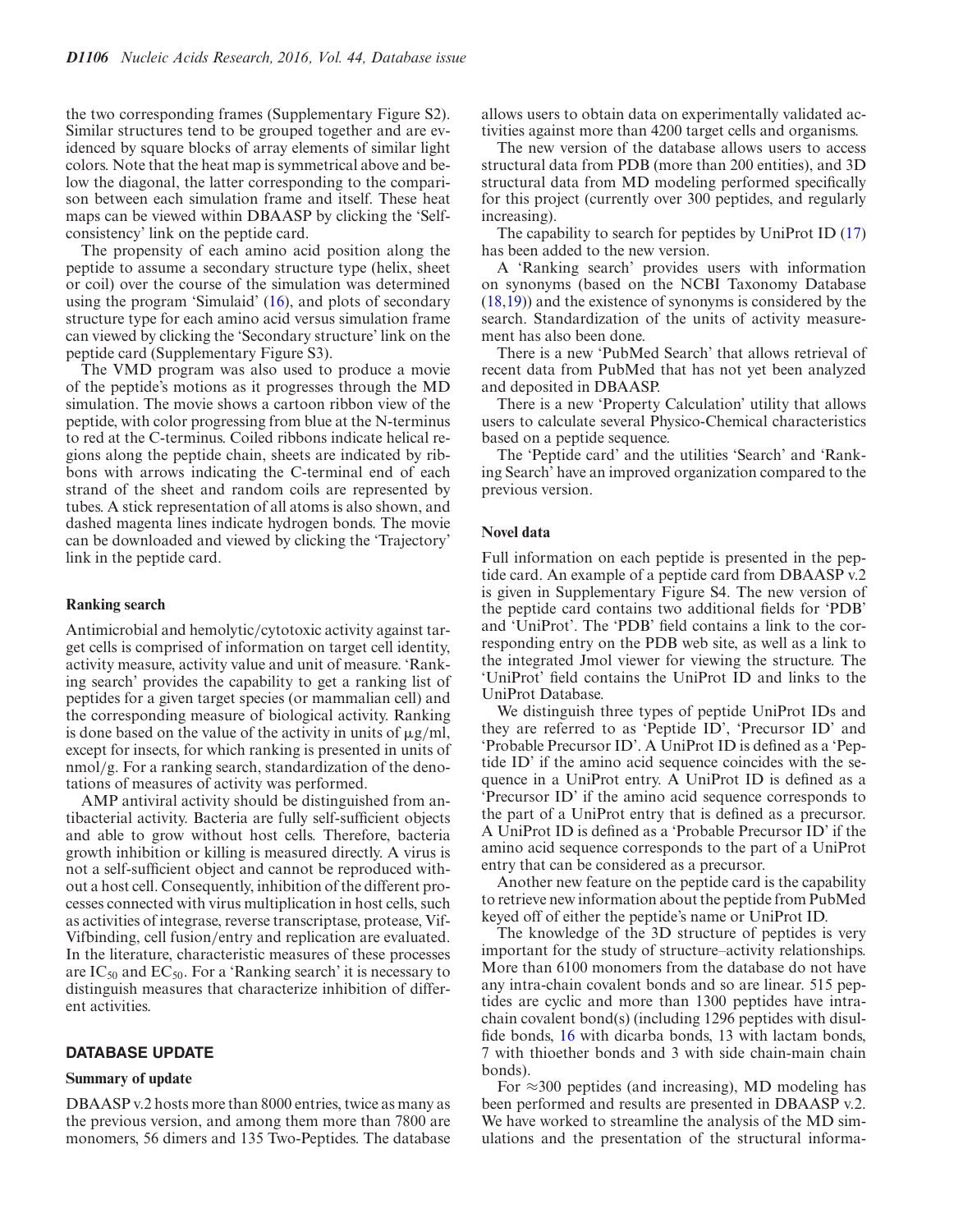the two corresponding frames (Supplementary Figure S2). Similar structures tend to be grouped together and are evidenced by square blocks of array elements of similar light colors. Note that the heat map is symmetrical above and below the diagonal, the latter corresponding to the comparison between each simulation frame and itself. These heat maps can be viewed within DBAASP by clicking the 'Self-consistency' link on the peptide card.

The propensity of each amino acid position along the peptide to assume a secondary structure type (helix, sheet or coil) over the course of the simulation was determined using the program 'Simulaid' (16), and plots of secondary structure type for each amino acid versus simulation frame can viewed by clicking the 'Secondary structure' link on the peptide card (Supplementary Figure S3).

The VMD program was also used to produce a movie of the peptide's motions as it progresses through the MD simulation. The movie shows a cartoon ribbon view of the peptide, with color progressing from blue at the N-terminus to red at the C-terminus. Coiled ribbons indicate helical regions along the peptide chain, sheets are indicated by ribbons with arrows indicating the C-terminal end of each strand of the sheet and random coils are represented by tubes. A stick representation of all atoms is also shown, and dashed magenta lines indicate hydrogen bonds. The movie can be downloaded and viewed by clicking the 'Trajectory' link in the peptide card.

### Ranking search

Antimicrobial and hemolytic/cytotoxic activity against target cells is comprised of information on target cell identity, activity measure, activity value and unit of measure. 'Ranking search' provides the capability to get a ranking list of peptides for a given target species (or mammalian cell) and the corresponding measure of biological activity. Ranking is done based on the value of the activity in units of μg/ml, except for insects, for which ranking is presented in units of nmol/g. For a ranking search, standardization of the denotations of measures of activity was performed.

AMP antiviral activity should be distinguished from antibacterial activity. Bacteria are fully self-sufficient objects and able to grow without host cells. Therefore, bacteria growth inhibition or killing is measured directly. A virus is not a self-sufficient object and cannot be reproduced without a host cell. Consequently, inhibition of the different processes connected with virus multiplication in host cells, such as activities of integrase, reverse transcriptase, protease, Vif-Vifbinding, cell fusion/entry and replication are evaluated. In the literature, characteristic measures of these processes are $IC_{50}$ and $EC_{50}$. For a 'Ranking search' it is necessary to distinguish measures that characterize inhibition of different activities.

## DATABASE UPDATE

### Summary of update

DBAASP v.2 hosts more than 8000 entries, twice as many as the previous version, and among them more than 7800 are monomers, 56 dimers and 135 Two-Peptides. The database allows users to obtain data on experimentally validated activities against more than 4200 target cells and organisms.

The new version of the database allows users to access structural data from PDB (more than 200 entities), and 3D structural data from MD modeling performed specifically for this project (currently over 300 peptides, and regularly increasing).

The capability to search for peptides by UniProt ID (17) has been added to the new version.

A 'Ranking search' provides users with information on synonyms (based on the NCBI Taxonomy Database (18,19)) and the existence of synonyms is considered by the search. Standardization of the units of activity measurement has also been done.

There is a new 'PubMed Search' that allows retrieval of recent data from PubMed that has not yet been analyzed and deposited in DBAASP.

There is a new 'Property Calculation' utility that allows users to calculate several Physico-Chemical characteristics based on a peptide sequence.

The 'Peptide card' and the utilities 'Search' and 'Ranking Search' have an improved organization compared to the previous version.

### Novel data

Full information on each peptide is presented in the peptide card. An example of a peptide card from DBAASP v.2 is given in Supplementary Figure S4. The new version of the peptide card contains two additional fields for 'PDB' and 'UniProt'. The 'PDB' field contains a link to the corresponding entry on the PDB web site, as well as a link to the integrated Jmol viewer for viewing the structure. The 'UniProt' field contains the UniProt ID and links to the UniProt Database.

We distinguish three types of peptide UniProt IDs and they are referred to as 'Peptide ID', 'Precursor ID' and 'Probable Precursor ID'. A UniProt ID is defined as a 'Peptide ID' if the amino acid sequence coincides with the sequence in a UniProt entry. A UniProt ID is defined as a 'Precursor ID' if the amino acid sequence corresponds to the part of a UniProt entry that is defined as a precursor. A UniProt ID is defined as a 'Probable Precursor ID' if the amino acid sequence corresponds to the part of a UniProt entry that can be considered as a precursor.

Another new feature on the peptide card is the capability to retrieve new information about the peptide from PubMed keyed off of either the peptide's name or UniProt ID.

The knowledge of the 3D structure of peptides is very important for the study of structure–activity relationships. More than 6100 monomers from the database do not have any intra-chain covalent bonds and so are linear. 515 peptides are cyclic and more than 1300 peptides have intra-chain covalent bond(s) (including 1296 peptides with disulfide bonds, 16 with dicarba bonds, 13 with lactam bonds, 7 with thioether bonds and 3 with side chain-main chain bonds).

For ≈300 peptides (and increasing), MD modeling has been performed and results are presented in DBAASP v.2. We have worked to streamline the analysis of the MD simulations and the presentation of the structural informa-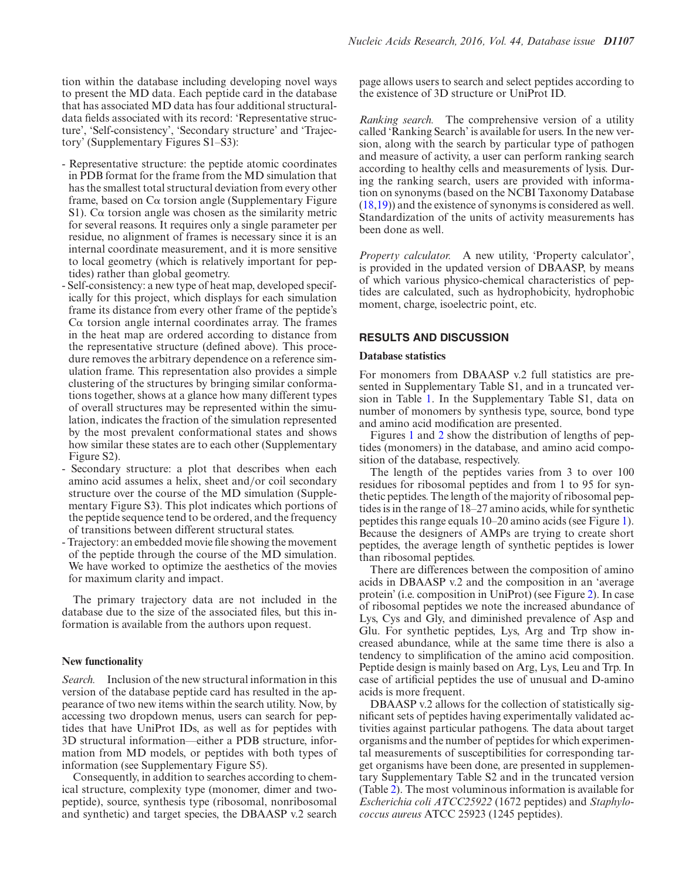tion within the database including developing novel ways to present the MD data. Each peptide card in the database that has associated MD data has four additional structural-data fields associated with its record: 'Representative structure', 'Self-consistency', 'Secondary structure' and 'Trajectory' (Supplementary Figures S1–S3):

- Representative structure: the peptide atomic coordinates in PDB format for the frame from the MD simulation that has the smallest total structural deviation from every other frame, based on Cα torsion angle (Supplementary Figure S1). Cα torsion angle was chosen as the similarity metric for several reasons. It requires only a single parameter per residue, no alignment of frames is necessary since it is an internal coordinate measurement, and it is more sensitive to local geometry (which is relatively important for peptides) rather than global geometry.
- Self-consistency: a new type of heat map, developed specifically for this project, which displays for each simulation frame its distance from every other frame of the peptide's Cα torsion angle internal coordinates array. The frames in the heat map are ordered according to distance from the representative structure (defined above). This procedure removes the arbitrary dependence on a reference simulation frame. This representation also provides a simple clustering of the structures by bringing similar conformations together, shows at a glance how many different types of overall structures may be represented within the simulation, indicates the fraction of the simulation represented by the most prevalent conformational states and shows how similar these states are to each other (Supplementary Figure S2).
- Secondary structure: a plot that describes when each amino acid assumes a helix, sheet and/or coil secondary structure over the course of the MD simulation (Supplementary Figure S3). This plot indicates which portions of the peptide sequence tend to be ordered, and the frequency of transitions between different structural states.
- Trajectory: an embedded movie file showing the movement of the peptide through the course of the MD simulation. We have worked to optimize the aesthetics of the movies for maximum clarity and impact.

The primary trajectory data are not included in the database due to the size of the associated files, but this information is available from the authors upon request.

### New functionality

*Search.* Inclusion of the new structural information in this version of the database peptide card has resulted in the appearance of two new items within the search utility. Now, by accessing two dropdown menus, users can search for peptides that have UniProt IDs, as well as for peptides with 3D structural information—either a PDB structure, information from MD models, or peptides with both types of information (see Supplementary Figure S5).

Consequently, in addition to searches according to chemical structure, complexity type (monomer, dimer and two-peptide), source, synthesis type (ribosomal, nonribosomal and synthetic) and target species, the DBAASP v.2 search page allows users to search and select peptides according to the existence of 3D structure or UniProt ID.

*Ranking search.* The comprehensive version of a utility called 'Ranking Search' is available for users. In the new version, along with the search by particular type of pathogen and measure of activity, a user can perform ranking search according to healthy cells and measurements of lysis. During the ranking search, users are provided with information on synonyms (based on the NCBI Taxonomy Database (18,19)) and the existence of synonyms is considered as well. Standardization of the units of activity measurements has been done as well.

*Property calculator.* A new utility, 'Property calculator', is provided in the updated version of DBAASP, by means of which various physico-chemical characteristics of peptides are calculated, such as hydrophobicity, hydrophobic moment, charge, isoelectric point, etc.

## RESULTS AND DISCUSSION

### Database statistics

For monomers from DBAASP v.2 full statistics are presented in Supplementary Table S1, and in a truncated version in Table 1. In the Supplementary Table S1, data on number of monomers by synthesis type, source, bond type and amino acid modification are presented.

Figures 1 and 2 show the distribution of lengths of peptides (monomers) in the database, and amino acid composition of the database, respectively.

The length of the peptides varies from 3 to over 100 residues for ribosomal peptides and from 1 to 95 for synthetic peptides. The length of the majority of ribosomal peptides is in the range of 18–27 amino acids, while for synthetic peptides this range equals 10–20 amino acids (see Figure 1). Because the designers of AMPs are trying to create short peptides, the average length of synthetic peptides is lower than ribosomal peptides.

There are differences between the composition of amino acids in DBAASP v.2 and the composition in an 'average protein' (i.e. composition in UniProt) (see Figure 2). In case of ribosomal peptides we note the increased abundance of Lys, Cys and Gly, and diminished prevalence of Asp and Glu. For synthetic peptides, Lys, Arg and Trp show increased abundance, while at the same time there is also a tendency to simplification of the amino acid composition. Peptide design is mainly based on Arg, Lys, Leu and Trp. In case of artificial peptides the use of unusual and D-amino acids is more frequent.

DBAASP v.2 allows for the collection of statistically significant sets of peptides having experimentally validated activities against particular pathogens. The data about target organisms and the number of peptides for which experimental measurements of susceptibilities for corresponding target organisms have been done, are presented in supplementary Supplementary Table S2 and in the truncated version (Table 2). The most voluminous information is available for *Escherichia coli ATCC25922* (1672 peptides) and *Staphylococcus aureus* ATCC 25923 (1245 peptides).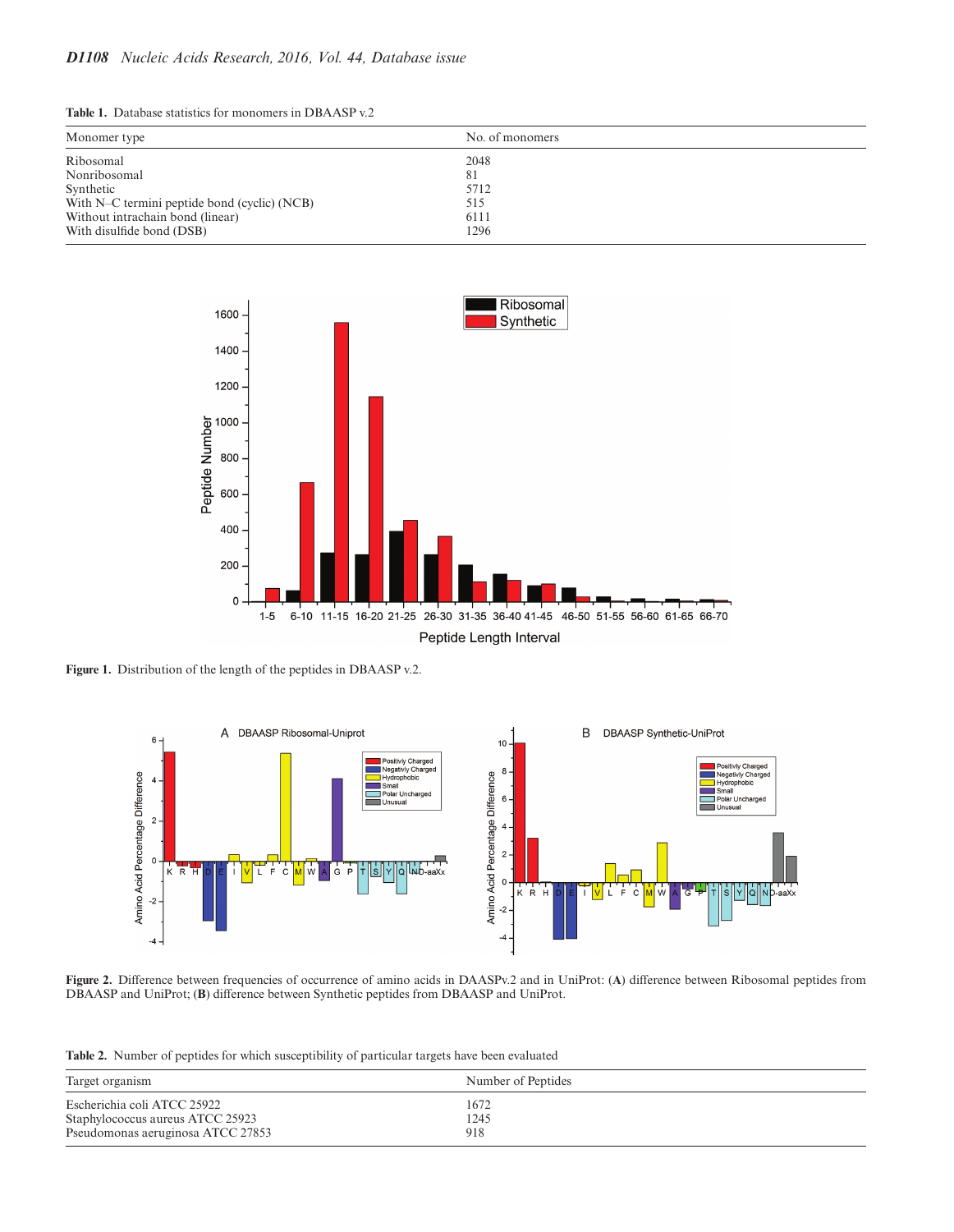**Table 1.** Database statistics for monomers in DBAASP v.2

| Monomer type | No. of monomers |
|---|---|
| Ribosomal | 2048 |
| Nonribosomal | 81 |
| Synthetic | 5712 |
| With N–C termini peptide bond (cyclic) (NCB) | 515 |
| Without intrachain bond (linear) | 6111 |
| With disulfide bond (DSB) | 1296 |

**Figure 1.** Distribution of the length of the peptides in DBAASP v.2.

**Figure 2.** Difference between frequencies of occurrence of amino acids in DAASPv.2 and in UniProt: (**A**) difference between Ribosomal peptides from DBAASP and UniProt; (**B**) difference between Synthetic peptides from DBAASP and UniProt.

**Table 2.** Number of peptides for which susceptibility of particular targets have been evaluated

| Target organism | Number of Peptides |
|---|---|
| Escherichia coli ATCC 25922 | 1672 |
| Staphylococcus aureus ATCC 25923 | 1245 |
| Pseudomonas aeruginosa ATCC 27853 | 918 |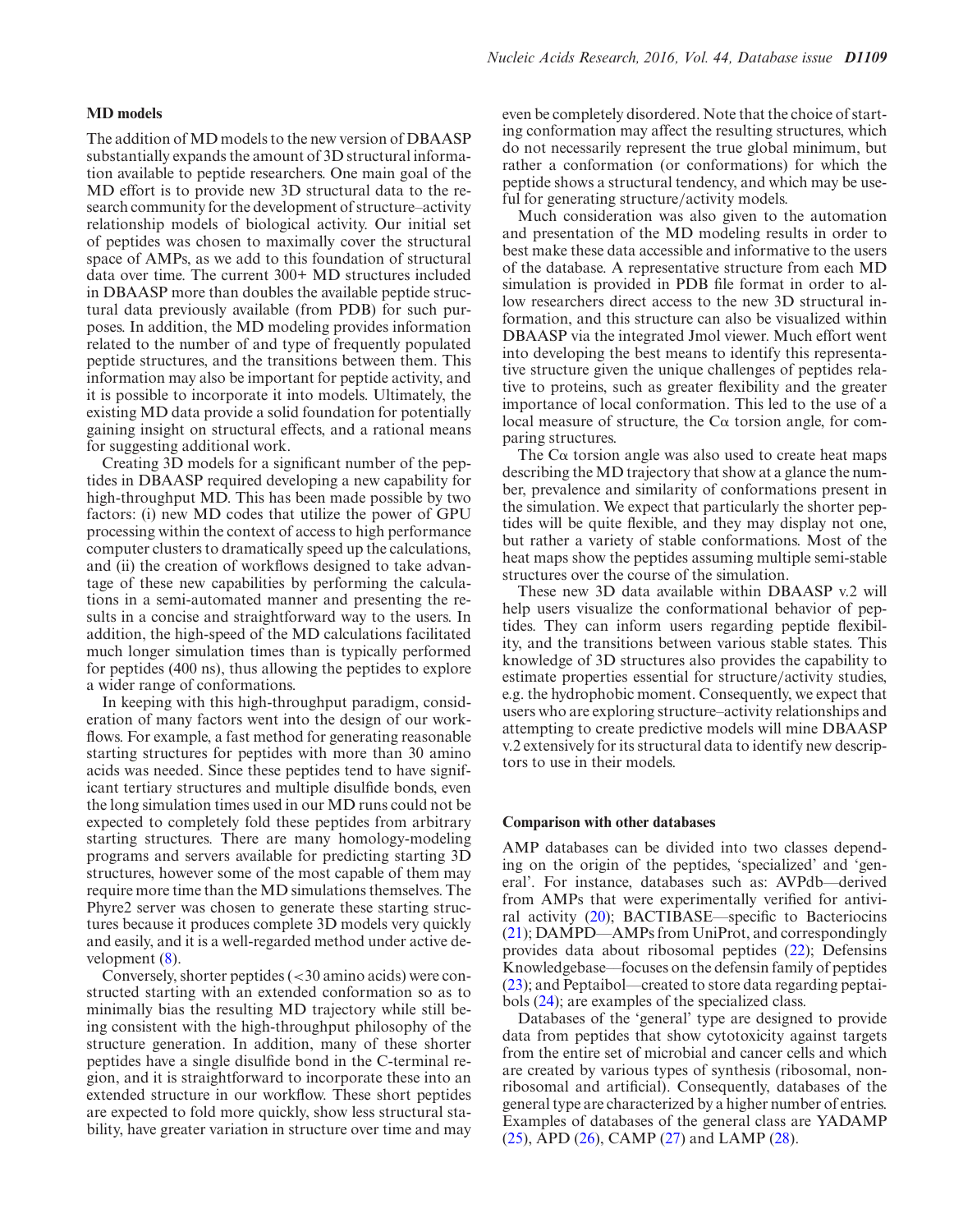### MD models

The addition of MD models to the new version of DBAASP substantially expands the amount of 3D structural information available to peptide researchers. One main goal of the MD effort is to provide new 3D structural data to the research community for the development of structure–activity relationship models of biological activity. Our initial set of peptides was chosen to maximally cover the structural space of AMPs, as we add to this foundation of structural data over time. The current 300+ MD structures included in DBAASP more than doubles the available peptide structural data previously available (from PDB) for such purposes. In addition, the MD modeling provides information related to the number of and type of frequently populated peptide structures, and the transitions between them. This information may also be important for peptide activity, and it is possible to incorporate it into models. Ultimately, the existing MD data provide a solid foundation for potentially gaining insight on structural effects, and a rational means for suggesting additional work.

Creating 3D models for a significant number of the peptides in DBAASP required developing a new capability for high-throughput MD. This has been made possible by two factors: (i) new MD codes that utilize the power of GPU processing within the context of access to high performance computer clusters to dramatically speed up the calculations, and (ii) the creation of workflows designed to take advantage of these new capabilities by performing the calculations in a semi-automated manner and presenting the results in a concise and straightforward way to the users. In addition, the high-speed of the MD calculations facilitated much longer simulation times than is typically performed for peptides (400 ns), thus allowing the peptides to explore a wider range of conformations.

In keeping with this high-throughput paradigm, consideration of many factors went into the design of our workflows. For example, a fast method for generating reasonable starting structures for peptides with more than 30 amino acids was needed. Since these peptides tend to have significant tertiary structures and multiple disulfide bonds, even the long simulation times used in our MD runs could not be expected to completely fold these peptides from arbitrary starting structures. There are many homology-modeling programs and servers available for predicting starting 3D structures, however some of the most capable of them may require more time than the MD simulations themselves. The Phyre2 server was chosen to generate these starting structures because it produces complete 3D models very quickly and easily, and it is a well-regarded method under active development (8).

Conversely, shorter peptides (<30 amino acids) were constructed starting with an extended conformation so as to minimally bias the resulting MD trajectory while still being consistent with the high-throughput philosophy of the structure generation. In addition, many of these shorter peptides have a single disulfide bond in the C-terminal region, and it is straightforward to incorporate these into an extended structure in our workflow. These short peptides are expected to fold more quickly, show less structural stability, have greater variation in structure over time and may even be completely disordered. Note that the choice of starting conformation may affect the resulting structures, which do not necessarily represent the true global minimum, but rather a conformation (or conformations) for which the peptide shows a structural tendency, and which may be useful for generating structure/activity models.

Much consideration was also given to the automation and presentation of the MD modeling results in order to best make these data accessible and informative to the users of the database. A representative structure from each MD simulation is provided in PDB file format in order to allow researchers direct access to the new 3D structural information, and this structure can also be visualized within DBAASP via the integrated Jmol viewer. Much effort went into developing the best means to identify this representative structure given the unique challenges of peptides relative to proteins, such as greater flexibility and the greater importance of local conformation. This led to the use of a local measure of structure, the Cα torsion angle, for comparing structures.

The Cα torsion angle was also used to create heat maps describing the MD trajectory that show at a glance the number, prevalence and similarity of conformations present in the simulation. We expect that particularly the shorter peptides will be quite flexible, and they may display not one, but rather a variety of stable conformations. Most of the heat maps show the peptides assuming multiple semi-stable structures over the course of the simulation.

These new 3D data available within DBAASP v.2 will help users visualize the conformational behavior of peptides. They can inform users regarding peptide flexibility, and the transitions between various stable states. This knowledge of 3D structures also provides the capability to estimate properties essential for structure/activity studies, e.g. the hydrophobic moment. Consequently, we expect that users who are exploring structure–activity relationships and attempting to create predictive models will mine DBAASP v.2 extensively for its structural data to identify new descriptors to use in their models.

### Comparison with other databases

AMP databases can be divided into two classes depending on the origin of the peptides, 'specialized' and 'general'. For instance, databases such as: AVPdb—derived from AMPs that were experimentally verified for antiviral activity (20); BACTIBASE—specific to Bacteriocins (21); DAMPD—AMPs from UniProt, and correspondingly provides data about ribosomal peptides (22); Defensins Knowledgebase—focuses on the defensin family of peptides (23); and Peptaibol—created to store data regarding peptaibols (24); are examples of the specialized class.

Databases of the 'general' type are designed to provide data from peptides that show cytotoxicity against targets from the entire set of microbial and cancer cells and which are created by various types of synthesis (ribosomal, nonribosomal and artificial). Consequently, databases of the general type are characterized by a higher number of entries. Examples of databases of the general class are YADAMP (25), APD (26), CAMP (27) and LAMP (28).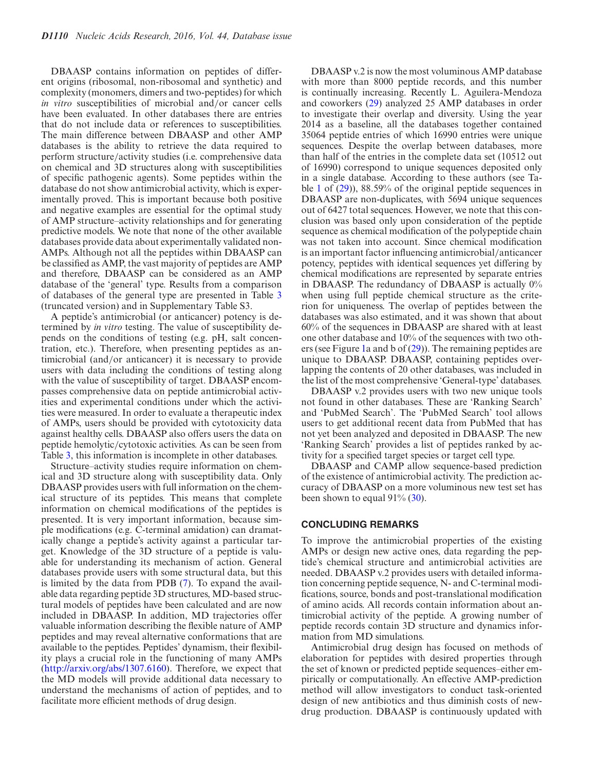DBAASP contains information on peptides of different origins (ribosomal, non-ribosomal and synthetic) and complexity (monomers, dimers and two-peptides) for which *in vitro* susceptibilities of microbial and/or cancer cells have been evaluated. In other databases there are entries that do not include data or references to susceptibilities. The main difference between DBAASP and other AMP databases is the ability to retrieve the data required to perform structure/activity studies (i.e. comprehensive data on chemical and 3D structures along with susceptibilities of specific pathogenic agents). Some peptides within the database do not show antimicrobial activity, which is experimentally proved. This is important because both positive and negative examples are essential for the optimal study of AMP structure–activity relationships and for generating predictive models. We note that none of the other available databases provide data about experimentally validated non-AMPs. Although not all the peptides within DBAASP can be classified as AMP, the vast majority of peptides are AMP and therefore, DBAASP can be considered as an AMP database of the 'general' type. Results from a comparison of databases of the general type are presented in Table 3 (truncated version) and in Supplementary Table S3.

A peptide's antimicrobial (or anticancer) potency is determined by *in vitro* testing. The value of susceptibility depends on the conditions of testing (e.g. pH, salt concentration, etc.). Therefore, when presenting peptides as antimicrobial (and/or anticancer) it is necessary to provide users with data including the conditions of testing along with the value of susceptibility of target. DBAASP encompasses comprehensive data on peptide antimicrobial activities and experimental conditions under which the activities were measured. In order to evaluate a therapeutic index of AMPs, users should be provided with cytotoxicity data against healthy cells. DBAASP also offers users the data on peptide hemolytic/cytotoxic activities. As can be seen from Table 3, this information is incomplete in other databases.

Structure–activity studies require information on chemical and 3D structure along with susceptibility data. Only DBAASP provides users with full information on the chemical structure of its peptides. This means that complete information on chemical modifications of the peptides is presented. It is very important information, because simple modifications (e.g. C-terminal amidation) can dramatically change a peptide's activity against a particular target. Knowledge of the 3D structure of a peptide is valuable for understanding its mechanism of action. General databases provide users with some structural data, but this is limited by the data from PDB (7). To expand the available data regarding peptide 3D structures, MD-based structural models of peptides have been calculated and are now included in DBAASP. In addition, MD trajectories offer valuable information describing the flexible nature of AMP peptides and may reveal alternative conformations that are available to the peptides. Peptides' dynamism, their flexibility plays a crucial role in the functioning of many AMPs (http://arxiv.org/abs/1307.6160). Therefore, we expect that the MD models will provide additional data necessary to understand the mechanisms of action of peptides, and to facilitate more efficient methods of drug design.

DBAASP v.2 is now the most voluminous AMP database with more than 8000 peptide records, and this number is continually increasing. Recently L. Aguilera-Mendoza and coworkers (29) analyzed 25 AMP databases in order to investigate their overlap and diversity. Using the year 2014 as a baseline, all the databases together contained 35064 peptide entries of which 16990 entries were unique sequences. Despite the overlap between databases, more than half of the entries in the complete data set (10512 out of 16990) correspond to unique sequences deposited only in a single database. According to these authors (see Table 1 of (29)), 88.59% of the original peptide sequences in DBAASP are non-duplicates, with 5694 unique sequences out of 6427 total sequences. However, we note that this conclusion was based only upon consideration of the peptide sequence as chemical modification of the polypeptide chain was not taken into account. Since chemical modification is an important factor influencing antimicrobial/anticancer potency, peptides with identical sequences yet differing by chemical modifications are represented by separate entries in DBAASP. The redundancy of DBAASP is actually 0% when using full peptide chemical structure as the criterion for uniqueness. The overlap of peptides between the databases was also estimated, and it was shown that about 60% of the sequences in DBAASP are shared with at least one other database and 10% of the sequences with two others (see Figure 1a and b of (29)). The remaining peptides are unique to DBAASP. DBAASP, containing peptides overlapping the contents of 20 other databases, was included in the list of the most comprehensive 'General-type' databases.

DBAASP v.2 provides users with two new unique tools not found in other databases. These are 'Ranking Search' and 'PubMed Search'. The 'PubMed Search' tool allows users to get additional recent data from PubMed that has not yet been analyzed and deposited in DBAASP. The new 'Ranking Search' provides a list of peptides ranked by activity for a specified target species or target cell type.

DBAASP and CAMP allow sequence-based prediction of the existence of antimicrobial activity. The prediction accuracy of DBAASP on a more voluminous new test set has been shown to equal 91% (30).

## CONCLUDING REMARKS

To improve the antimicrobial properties of the existing AMPs or design new active ones, data regarding the peptide's chemical structure and antimicrobial activities are needed. DBAASP v.2 provides users with detailed information concerning peptide sequence, N- and C-terminal modifications, source, bonds and post-translational modification of amino acids. All records contain information about antimicrobial activity of the peptide. A growing number of peptide records contain 3D structure and dynamics information from MD simulations.

Antimicrobial drug design has focused on methods of elaboration for peptides with desired properties through the set of known or predicted peptide sequences–either empirically or computationally. An effective AMP-prediction method will allow investigators to conduct task-oriented design of new antibiotics and thus diminish costs of new-drug production. DBAASP is continuously updated with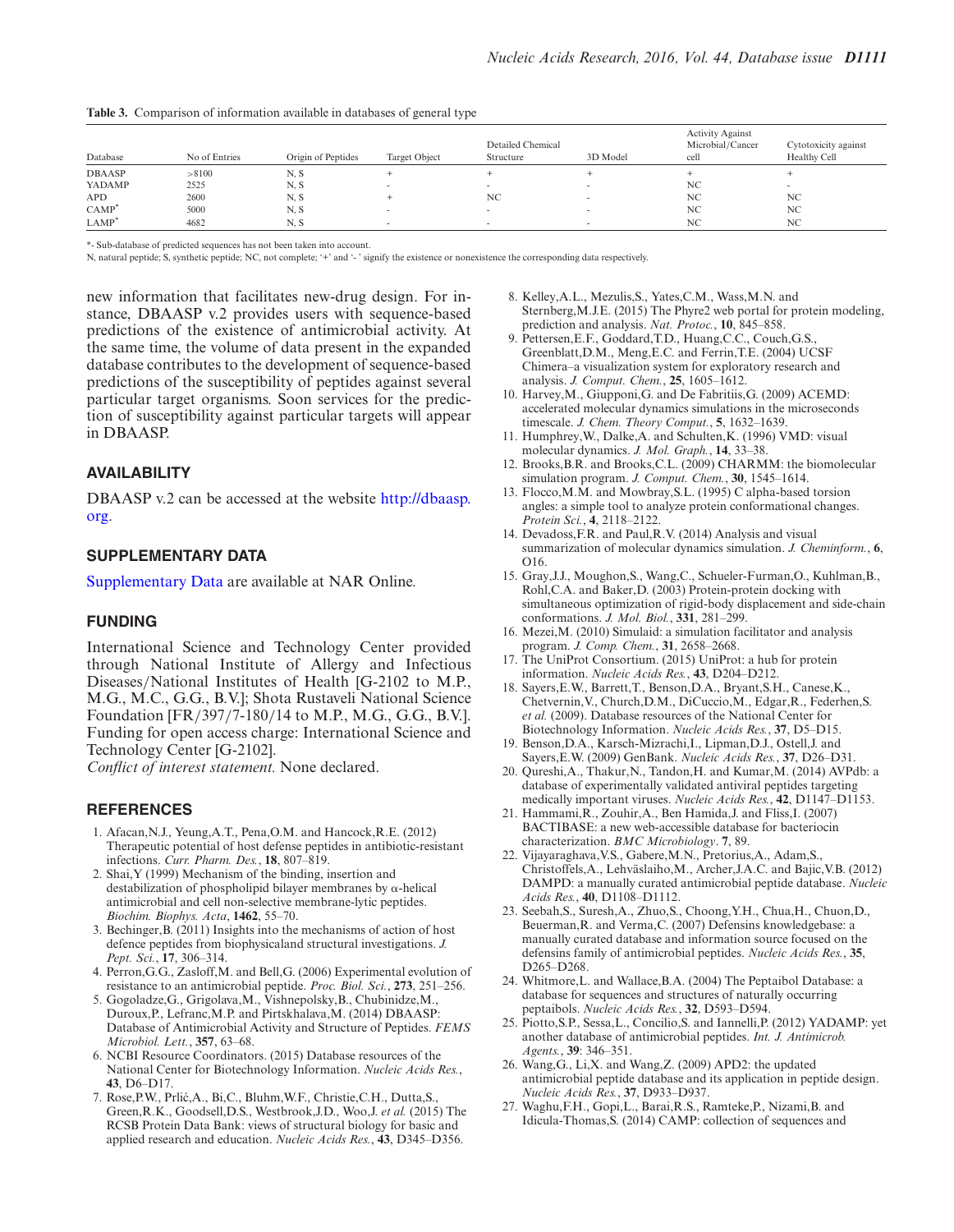**Table 3.** Comparison of information available in databases of general type

| Database | No of Entries | Origin of Peptides | Target Object | Detailed Chemical Structure | 3D Model | Activity Against Microbial/Cancer cell | Cytotoxicity against Healthy Cell |
|---|---|---|---|---|---|---|---|
| DBAASP | >8100 | N, S | + | + | + | + | + |
| YADAMP | 2525 | N, S | - | - | - | NC | - |
| APD | 2600 | N, S | + | NC | - | NC | NC |
| CAMP* | 5000 | N, S | - | - | - | NC | NC |
| LAMP* | 4682 | N, S | - | - | - | NC | NC |

*- Sub-database of predicted sequences has not been taken into account.
N, natural peptide; S, synthetic peptide; NC, not complete; '+' and '- ' signify the existence or nonexistence the corresponding data respectively.

new information that facilitates new-drug design. For instance, DBAASP v.2 provides users with sequence-based predictions of the existence of antimicrobial activity. At the same time, the volume of data present in the expanded database contributes to the development of sequence-based predictions of the susceptibility of peptides against several particular target organisms. Soon services for the prediction of susceptibility against particular targets will appear in DBAASP.

## AVAILABILITY

DBAASP v.2 can be accessed at the website http://dbaasp.org.

## SUPPLEMENTARY DATA

Supplementary Data are available at NAR Online.

## FUNDING

International Science and Technology Center provided through National Institute of Allergy and Infectious Diseases/National Institutes of Health [G-2102 to M.P., M.G., M.C., G.G., B.V.]; Shota Rustaveli National Science Foundation [FR/397/7-180/14 to M.P., M.G., G.G., B.V.]. Funding for open access charge: International Science and Technology Center [G-2102].

*Conflict of interest statement.* None declared.

## REFERENCES

1. Afacan,N.J., Yeung,A.T., Pena,O.M. and Hancock,R.E. (2012) Therapeutic potential of host defense peptides in antibiotic-resistant infections. *Curr. Pharm. Des.*, **18**, 807–819.
2. Shai,Y (1999) Mechanism of the binding, insertion and destabilization of phospholipid bilayer membranes by α-helical antimicrobial and cell non-selective membrane-lytic peptides. *Biochim. Biophys. Acta*, **1462**, 55–70.
3. Bechinger,B. (2011) Insights into the mechanisms of action of host defence peptides from biophysicaland structural investigations. *J. Pept. Sci.*, **17**, 306–314.
4. Perron,G.G., Zasloff,M. and Bell,G. (2006) Experimental evolution of resistance to an antimicrobial peptide. *Proc. Biol. Sci.*, **273**, 251–256.
5. Gogoladze,G., Grigolava,M., Vishnepolsky,B., Chubinidze,M., Duroux,P., Lefranc,M.P. and Pirtskhalava,M. (2014) DBAASP: Database of Antimicrobial Activity and Structure of Peptides. *FEMS Microbiol. Lett.*, **357**, 63–68.
6. NCBI Resource Coordinators. (2015) Database resources of the National Center for Biotechnology Information. *Nucleic Acids Res.*, **43**, D6–D17.
7. Rose,P.W., Prlić,A., Bi,C., Bluhm,W.F., Christie,C.H., Dutta,S., Green,R.K., Goodsell,D.S., Westbrook,J.D., Woo,J. *et al.* (2015) The RCSB Protein Data Bank: views of structural biology for basic and applied research and education. *Nucleic Acids Res.*, **43**, D345–D356.
8. Kelley,A.L., Mezulis,S., Yates,C.M., Wass,M.N. and Sternberg,M.J.E. (2015) The Phyre2 web portal for protein modeling, prediction and analysis. *Nat. Protoc.*, **10**, 845–858.
9. Pettersen,E.F., Goddard,T.D., Huang,C.C., Couch,G.S., Greenblatt,D.M., Meng,E.C. and Ferrin,T.E. (2004) UCSF Chimera–a visualization system for exploratory research and analysis. *J. Comput. Chem.*, **25**, 1605–1612.
10. Harvey,M., Giupponi,G. and De Fabritiis,G. (2009) ACEMD: accelerated molecular dynamics simulations in the microseconds timescale. *J. Chem. Theory Comput.*, **5**, 1632–1639.
11. Humphrey,W., Dalke,A. and Schulten,K. (1996) VMD: visual molecular dynamics. *J. Mol. Graph.*, **14**, 33–38.
12. Brooks,B.R. and Brooks,C.L. (2009) CHARMM: the biomolecular simulation program. *J. Comput. Chem.*, **30**, 1545–1614.
13. Flocco,M.M. and Mowbray,S.L. (1995) C alpha-based torsion angles: a simple tool to analyze protein conformational changes. *Protein Sci.*, **4**, 2118–2122.
14. Devadoss,F.R. and Paul,R.V. (2014) Analysis and visual summarization of molecular dynamics simulation. *J. Cheminform.*, **6**, O16.
15. Gray,J.J., Moughon,S., Wang,C., Schueler-Furman,O., Kuhlman,B., Rohl,C.A. and Baker,D. (2003) Protein-protein docking with simultaneous optimization of rigid-body displacement and side-chain conformations. *J. Mol. Biol.*, **331**, 281–299.
16. Mezei,M. (2010) Simulaid: a simulation facilitator and analysis program. *J. Comp. Chem.*, **31**, 2658–2668.
17. The UniProt Consortium. (2015) UniProt: a hub for protein information. *Nucleic Acids Res.*, **43**, D204–D212.
18. Sayers,E.W., Barrett,T., Benson,D.A., Bryant,S.H., Canese,K., Chetvernin,V., Church,D.M., DiCuccio,M., Edgar,R., Federhen,S. *et al.* (2009). Database resources of the National Center for Biotechnology Information. *Nucleic Acids Res.*, **37**, D5–D15.
19. Benson,D.A., Karsch-Mizrachi,I., Lipman,D.J., Ostell,J. and Sayers,E.W. (2009) GenBank. *Nucleic Acids Res.*, **37**, D26–D31.
20. Qureshi,A., Thakur,N., Tandon,H. and Kumar,M. (2014) AVPdb: a database of experimentally validated antiviral peptides targeting medically important viruses. *Nucleic Acids Res.*, **42**, D1147–D1153.
21. Hammami,R., Zouhir,A., Ben Hamida,J. and Fliss,I. (2007) BACTIBASE: a new web-accessible database for bacteriocin characterization. *BMC Microbiology*. **7**, 89.
22. Vijayaraghava,V.S., Gabere,M.N., Pretorius,A., Adam,S., Christoffels,A., Lehväslaiho,M., Archer,J.A.C. and Bajic,V.B. (2012) DAMPD: a manually curated antimicrobial peptide database. *Nucleic Acids Res.*, **40**, D1108–D1112.
23. Seebah,S., Suresh,A., Zhuo,S., Choong,Y.H., Chua,H., Chuon,D., Beuerman,R. and Verma,C. (2007) Defensins knowledgebase: a manually curated database and information source focused on the defensins family of antimicrobial peptides. *Nucleic Acids Res.*, **35**, D265–D268.
24. Whitmore,L. and Wallace,B.A. (2004) The Peptaibol Database: a database for sequences and structures of naturally occurring peptaibols. *Nucleic Acids Res.*, **32**, D593–D594.
25. Piotto,S.P., Sessa,L., Concilio,S. and Iannelli,P. (2012) YADAMP: yet another database of antimicrobial peptides. *Int. J. Antimicrob. Agents.*, **39**: 346–351.
26. Wang,G., Li,X. and Wang,Z. (2009) APD2: the updated antimicrobial peptide database and its application in peptide design. *Nucleic Acids Res.*, **37**, D933–D937.
27. Waghu,F.H., Gopi,L., Barai,R.S., Ramteke,P., Nizami,B. and Idicula-Thomas,S. (2014) CAMP: collection of sequences and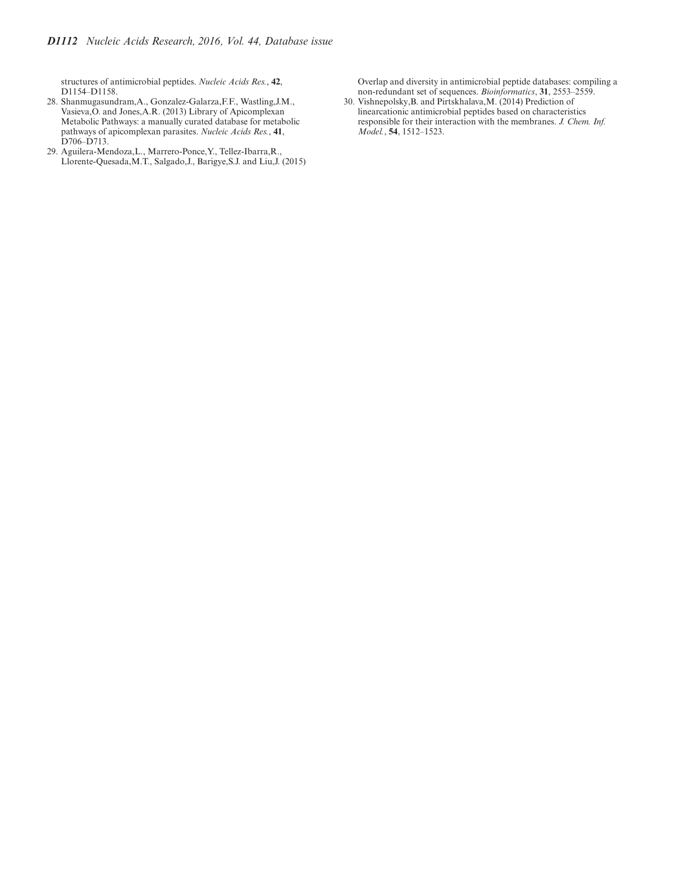structures of antimicrobial peptides. *Nucleic Acids Res.*, **42**, D1154–D1158.

28. Shanmugasundram,A., Gonzalez-Galarza,F.F., Wastling,J.M., Vasieva,O. and Jones,A.R. (2013) Library of Apicomplexan Metabolic Pathways: a manually curated database for metabolic pathways of apicomplexan parasites. *Nucleic Acids Res.*, **41**, D706–D713.
29. Aguilera-Mendoza,L., Marrero-Ponce,Y., Tellez-Ibarra,R., Llorente-Quesada,M.T., Salgado,J., Barigye,S.J. and Liu,J. (2015) Overlap and diversity in antimicrobial peptide databases: compiling a non-redundant set of sequences. *Bioinformatics*, **31**, 2553–2559.
30. Vishnepolsky,B. and Pirtskhalava,M. (2014) Prediction of linearcationic antimicrobial peptides based on characteristics responsible for their interaction with the membranes. *J. Chem. Inf. Model.*, **54**, 1512–1523.